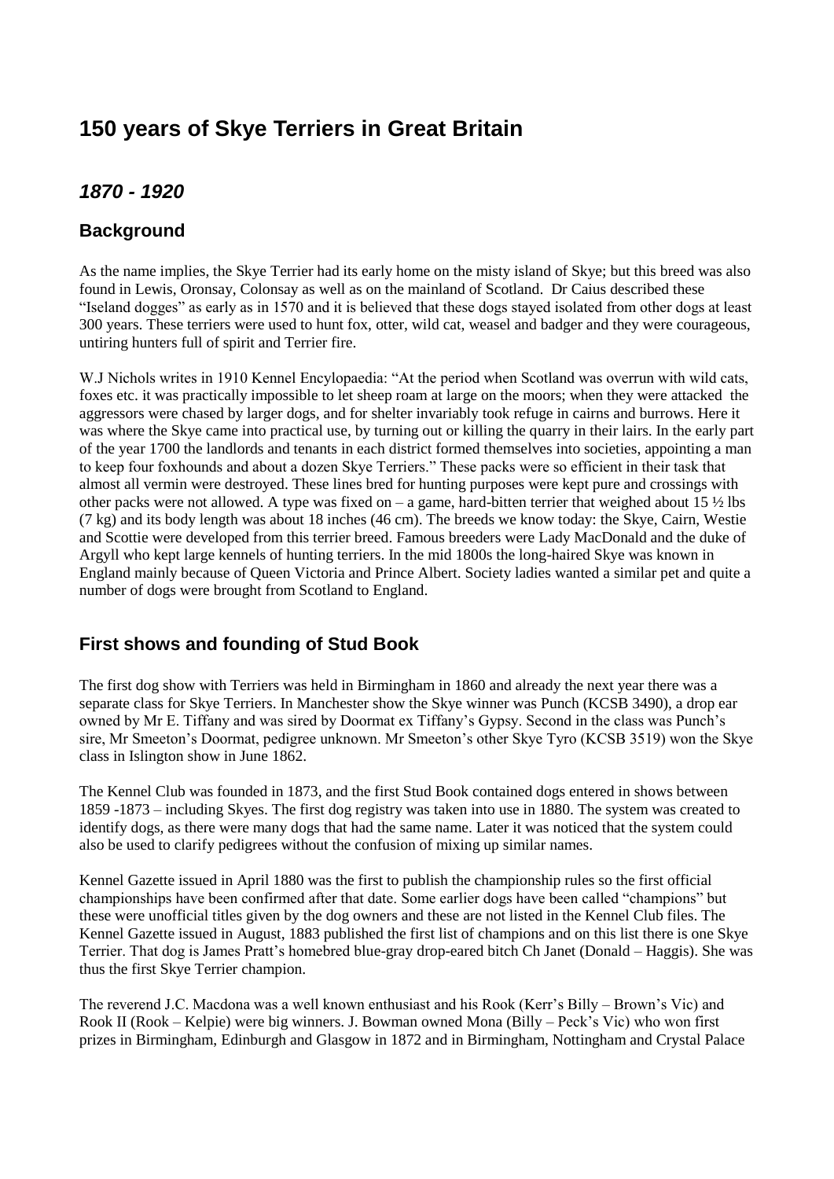# 150 years of Skye Terriers in Great Britain

## *1870 - 1920*

### Background

As the name implies, the Skye Terrier had its early home on the misty island of Skye; but this breed was also found in Lewis, Oronsay, Colonsay as well as on the mainland of Scotland. Dr Caius described these "Iseland dogges" as early as in 1570 and it is believed that these dogs stayed isolated from other dogs at least 300 years. These terriers were used to hunt fox, otter, wild cat, weasel and badger and they were courageous, untiring hunters full of spirit and Terrier fire.

W.J Nichols writes in 1910 Kennel Encylopaedia: "At the period when Scotland was overrun with wild cats, foxes etc. it was practically impossible to let sheep roam at large on the moors; when they were attacked the aggressors were chased by larger dogs, and for shelter invariably took refuge in cairns and burrows. Here it was where the Skye came into practical use, by turning out or killing the quarry in their lairs. In the early part of the year 1700 the landlords and tenants in each district formed themselves into societies, appointing a man to keep four foxhounds and about a dozen Skye Terriers." These packs were so efficient in their task that almost all vermin were destroyed. These lines bred for hunting purposes were kept pure and crossings with other packs were not allowed. A type was fixed on – a game, hard-bitten terrier that weighed about 15 ½ lbs (7 kg) and its body length was about 18 inches (46 cm). The breeds we know today: the Skye, Cairn, Westie and Scottie were developed from this terrier breed. Famous breeders were Lady MacDonald and the duke of Argyll who kept large kennels of hunting terriers. In the mid 1800s the long-haired Skye was known in England mainly because of Queen Victoria and Prince Albert. Society ladies wanted a similar pet and quite a number of dogs were brought from Scotland to England.

### First shows and founding of Stud Book

The first dog show with Terriers was held in Birmingham in 1860 and already the next year there was a separate class for Skye Terriers. In Manchester show the Skye winner was Punch (KCSB 3490), a drop ear owned by Mr E. Tiffany and was sired by Doormat ex Tiffany's Gypsy. Second in the class was Punch's sire, Mr Smeeton's Doormat, pedigree unknown. Mr Smeeton's other Skye Tyro (KCSB 3519) won the Skye class in Islington show in June 1862.

The Kennel Club was founded in 1873, and the first Stud Book contained dogs entered in shows between 1859 -1873 – including Skyes. The first dog registry was taken into use in 1880. The system was created to identify dogs, as there were many dogs that had the same name. Later it was noticed that the system could also be used to clarify pedigrees without the confusion of mixing up similar names.

Kennel Gazette issued in April 1880 was the first to publish the championship rules so the first official championships have been confirmed after that date. Some earlier dogs have been called "champions" but these were unofficial titles given by the dog owners and these are not listed in the Kennel Club files. The Kennel Gazette issued in August, 1883 published the first list of champions and on this list there is one Skye Terrier. That dog is James Pratt's homebred blue-gray drop-eared bitch Ch Janet (Donald – Haggis). She was thus the first Skye Terrier champion.

The reverend J.C. Macdona was a well known enthusiast and his Rook (Kerr's Billy – Brown's Vic) and Rook II (Rook – Kelpie) were big winners. J. Bowman owned Mona (Billy – Peck's Vic) who won first prizes in Birmingham, Edinburgh and Glasgow in 1872 and in Birmingham, Nottingham and Crystal Palace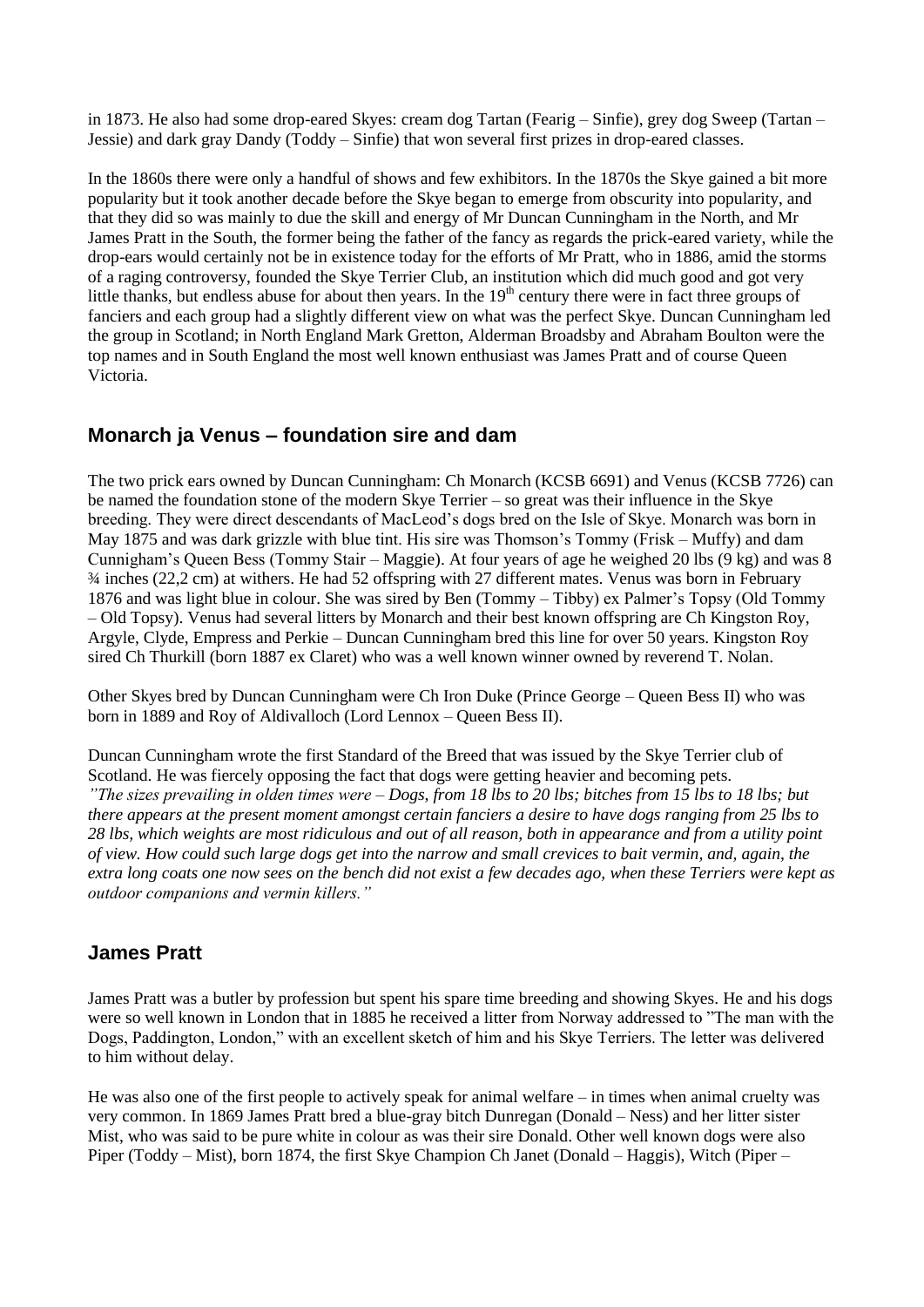in 1873. He also had some drop-eared Skyes: cream dog Tartan (Fearig – Sinfie), grey dog Sweep (Tartan – Jessie) and dark gray Dandy (Toddy – Sinfie) that won several first prizes in drop-eared classes.

In the 1860s there were only a handful of shows and few exhibitors. In the 1870s the Skye gained a bit more popularity but it took another decade before the Skye began to emerge from obscurity into popularity, and that they did so was mainly to due the skill and energy of Mr Duncan Cunningham in the North, and Mr James Pratt in the South, the former being the father of the fancy as regards the prick-eared variety, while the drop-ears would certainly not be in existence today for the efforts of Mr Pratt, who in 1886, amid the storms of a raging controversy, founded the Skye Terrier Club, an institution which did much good and got very little thanks, but endless abuse for about then years. In the 19th century there were in fact three groups of fanciers and each group had a slightly different view on what was the perfect Skye. Duncan Cunningham led the group in Scotland; in North England Mark Gretton, Alderman Broadsby and Abraham Boulton were the top names and in South England the most well known enthusiast was James Pratt and of course Queen Victoria.

## Monarch ja Venus – foundation sire and dam

The two prick ears owned by Duncan Cunningham: Ch Monarch (KCSB 6691) and Venus (KCSB 7726) can be named the foundation stone of the modern Skye Terrier – so great was their influence in the Skye breeding. They were direct descendants of MacLeod's dogs bred on the Isle of Skye. Monarch was born in May 1875 and was dark grizzle with blue tint. His sire was Thomson's Tommy (Frisk – Muffy) and dam Cunnigham's Queen Bess (Tommy Stair – Maggie). At four years of age he weighed 20 lbs (9 kg) and was 8 ¾ inches (22,2 cm) at withers. He had 52 offspring with 27 different mates. Venus was born in February 1876 and was light blue in colour. She was sired by Ben (Tommy – Tibby) ex Palmer's Topsy (Old Tommy – Old Topsy). Venus had several litters by Monarch and their best known offspring are Ch Kingston Roy, Argyle, Clyde, Empress and Perkie – Duncan Cunningham bred this line for over 50 years. Kingston Roy sired Ch Thurkill (born 1887 ex Claret) who was a well known winner owned by reverend T. Nolan.

Other Skyes bred by Duncan Cunningham were Ch Iron Duke (Prince George – Queen Bess II) who was born in 1889 and Roy of Aldivalloch (Lord Lennox – Queen Bess II).

Duncan Cunningham wrote the first Standard of the Breed that was issued by the Skye Terrier club of Scotland. He was fiercely opposing the fact that dogs were getting heavier and becoming pets. *"The sizes prevailing in olden times were – Dogs, from 18 lbs to 20 lbs; bitches from 15 lbs to 18 lbs; but there appears at the present moment amongst certain fanciers a desire to have dogs ranging from 25 lbs to 28 lbs, which weights are most ridiculous and out of all reason, both in appearance and from a utility point of view. How could such large dogs get into the narrow and small crevices to bait vermin, and, again, the extra long coats one now sees on the bench did not exist a few decades ago, when these Terriers were kept as outdoor companions and vermin killers."*

## James Pratt

James Pratt was a butler by profession but spent his spare time breeding and showing Skyes. He and his dogs were so well known in London that in 1885 he received a litter from Norway addressed to "The man with the Dogs, Paddington, London," with an excellent sketch of him and his Skye Terriers. The letter was delivered to him without delay.

He was also one of the first people to actively speak for animal welfare – in times when animal cruelty was very common. In 1869 James Pratt bred a blue-gray bitch Dunregan (Donald – Ness) and her litter sister Mist, who was said to be pure white in colour as was their sire Donald. Other well known dogs were also Piper (Toddy – Mist), born 1874, the first Skye Champion Ch Janet (Donald – Haggis), Witch (Piper –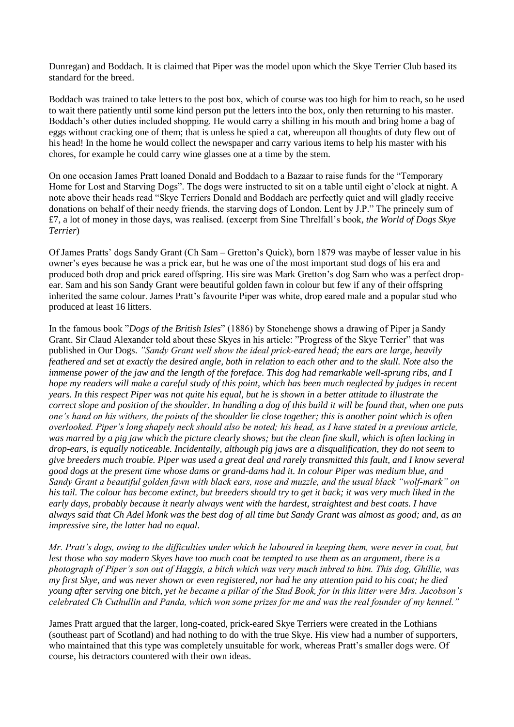Dunregan) and Boddach. It is claimed that Piper was the model upon which the Skye Terrier Club based its standard for the breed.

Boddach was trained to take letters to the post box, which of course was too high for him to reach, so he used to wait there patiently until some kind person put the letters into the box, only then returning to his master. Boddach's other duties included shopping. He would carry a shilling in his mouth and bring home a bag of eggs without cracking one of them; that is unless he spied a cat, whereupon all thoughts of duty flew out of his head! In the home he would collect the newspaper and carry various items to help his master with his chores, for example he could carry wine glasses one at a time by the stem.

On one occasion James Pratt loaned Donald and Boddach to a Bazaar to raise funds for the "Temporary Home for Lost and Starving Dogs". The dogs were instructed to sit on a table until eight o'clock at night. A note above their heads read "Skye Terriers Donald and Boddach are perfectly quiet and will gladly receive donations on behalf of their needy friends, the starving dogs of London. Lent by J.P." The princely sum of £7, a lot of money in those days, was realised. (excerpt from Sine Threlfall's book, *the World of Dogs Skye Terrier*)

Of James Pratts' dogs Sandy Grant (Ch Sam – Gretton's Quick), born 1879 was maybe of lesser value in his owner's eyes because he was a prick ear, but he was one of the most important stud dogs of his era and produced both drop and prick eared offspring. His sire was Mark Gretton's dog Sam who was a perfect drop-ear. Sam and his son Sandy Grant were beautiful golden fawn in colour but few if any of their offspring inherited the same colour. James Pratt's favourite Piper was white, drop eared male and a popular stud who produced at least 16 litters.

In the famous book "*Dogs of the British Isles*" (1886) by Stonehenge shows a drawing of Piper ja Sandy Grant. Sir Claud Alexander told about these Skyes in his article: "Progress of the Skye Terrier" that was published in Our Dogs. *"Sandy Grant well show the ideal prick-eared head; the ears are large, heavily feathered and set at exactly the desired angle, both in relation to each other and to the skull. Note also the immense power of the jaw and the length of the foreface. This dog had remarkable well-sprung ribs, and I hope my readers will make a careful study of this point, which has been much neglected by judges in recent years. In this respect Piper was not quite his equal, but he is shown in a better attitude to illustrate the correct slope and position of the shoulder. In handling a dog of this build it will be found that, when one puts one's hand on his withers, the points of the shoulder lie close together; this is another point which is often overlooked. Piper's long shapely neck should also be noted; his head, as I have stated in a previous article, was marred by a pig jaw which the picture clearly shows; but the clean fine skull, which is often lacking in drop-ears, is equally noticeable. Incidentally, although pig jaws are a disqualification, they do not seem to give breeders much trouble. Piper was used a great deal and rarely transmitted this fault, and I know several good dogs at the present time whose dams or grand-dams had it. In colour Piper was medium blue, and Sandy Grant a beautiful golden fawn with black ears, nose and muzzle, and the usual black "wolf-mark" on his tail. The colour has become extinct, but breeders should try to get it back; it was very much liked in the early days, probably because it nearly always went with the hardest, straightest and best coats. I have always said that Ch Adel Monk was the best dog of all time but Sandy Grant was almost as good; and, as an impressive sire, the latter had no equal.*

*Mr. Pratt's dogs, owing to the difficulties under which he laboured in keeping them, were never in coat, but lest those who say modern Skyes have too much coat be tempted to use them as an argument, there is a photograph of Piper's son out of Haggis, a bitch which was very much inbred to him. This dog, Ghillie, was my first Skye, and was never shown or even registered, nor had he any attention paid to his coat; he died young after serving one bitch, yet he became a pillar of the Stud Book, for in this litter were Mrs. Jacobson's celebrated Ch Cuthullin and Panda, which won some prizes for me and was the real founder of my kennel."*

James Pratt argued that the larger, long-coated, prick-eared Skye Terriers were created in the Lothians (southeast part of Scotland) and had nothing to do with the true Skye. His view had a number of supporters, who maintained that this type was completely unsuitable for work, whereas Pratt's smaller dogs were. Of course, his detractors countered with their own ideas.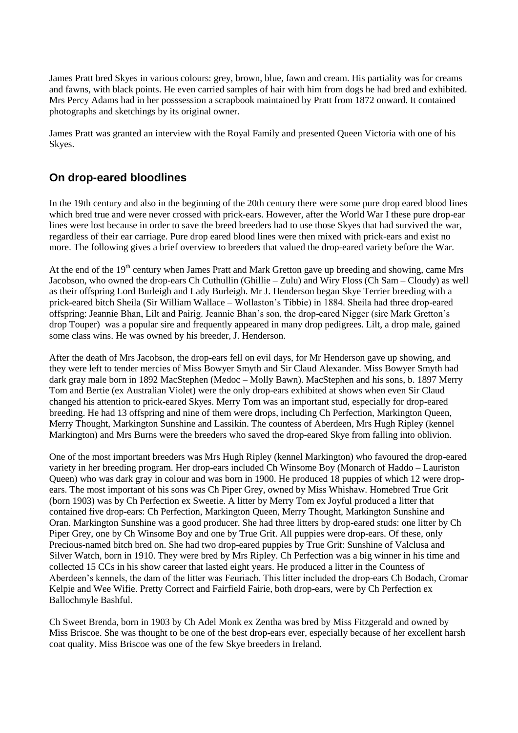James Pratt bred Skyes in various colours: grey, brown, blue, fawn and cream. His partiality was for creams and fawns, with black points. He even carried samples of hair with him from dogs he had bred and exhibited. Mrs Percy Adams had in her posssession a scrapbook maintained by Pratt from 1872 onward. It contained photographs and sketchings by its original owner.

James Pratt was granted an interview with the Royal Family and presented Queen Victoria with one of his Skyes.

## On drop-eared bloodlines

In the 19th century and also in the beginning of the 20th century there were some pure drop eared blood lines which bred true and were never crossed with prick-ears. However, after the World War I these pure drop-ear lines were lost because in order to save the breed breeders had to use those Skyes that had survived the war, regardless of their ear carriage. Pure drop eared blood lines were then mixed with prick-ears and exist no more. The following gives a brief overview to breeders that valued the drop-eared variety before the War.

At the end of the 19th century when James Pratt and Mark Gretton gave up breeding and showing, came Mrs Jacobson, who owned the drop-ears Ch Cuthullin (Ghillie – Zulu) and Wiry Floss (Ch Sam – Cloudy) as well as their offspring Lord Burleigh and Lady Burleigh. Mr J. Henderson began Skye Terrier breeding with a prick-eared bitch Sheila (Sir William Wallace – Wollaston's Tibbie) in 1884. Sheila had three drop-eared offspring: Jeannie Bhan, Lilt and Pairig. Jeannie Bhan's son, the drop-eared Nigger (sire Mark Gretton's drop Touper) was a popular sire and frequently appeared in many drop pedigrees. Lilt, a drop male, gained some class wins. He was owned by his breeder, J. Henderson.

After the death of Mrs Jacobson, the drop-ears fell on evil days, for Mr Henderson gave up showing, and they were left to tender mercies of Miss Bowyer Smyth and Sir Claud Alexander. Miss Bowyer Smyth had dark gray male born in 1892 MacStephen (Medoc – Molly Bawn). MacStephen and his sons, b. 1897 Merry Tom and Bertie (ex Australian Violet) were the only drop-ears exhibited at shows when even Sir Claud changed his attention to prick-eared Skyes. Merry Tom was an important stud, especially for drop-eared breeding. He had 13 offspring and nine of them were drops, including Ch Perfection, Markington Queen, Merry Thought, Markington Sunshine and Lassikin. The countess of Aberdeen, Mrs Hugh Ripley (kennel Markington) and Mrs Burns were the breeders who saved the drop-eared Skye from falling into oblivion.

One of the most important breeders was Mrs Hugh Ripley (kennel Markington) who favoured the drop-eared variety in her breeding program. Her drop-ears included Ch Winsome Boy (Monarch of Haddo – Lauriston Queen) who was dark gray in colour and was born in 1900. He produced 18 puppies of which 12 were drop-ears. The most important of his sons was Ch Piper Grey, owned by Miss Whishaw. Homebred True Grit (born 1903) was by Ch Perfection ex Sweetie. A litter by Merry Tom ex Joyful produced a litter that contained five drop-ears: Ch Perfection, Markington Queen, Merry Thought, Markington Sunshine and Oran. Markington Sunshine was a good producer. She had three litters by drop-eared studs: one litter by Ch Piper Grey, one by Ch Winsome Boy and one by True Grit. All puppies were drop-ears. Of these, only Precious-named bitch bred on. She had two drop-eared puppies by True Grit: Sunshine of Valclusa and Silver Watch, born in 1910. They were bred by Mrs Ripley. Ch Perfection was a big winner in his time and collected 15 CCs in his show career that lasted eight years. He produced a litter in the Countess of Aberdeen's kennels, the dam of the litter was Feuriach. This litter included the drop-ears Ch Bodach, Cromar Kelpie and Wee Wifie. Pretty Correct and Fairfield Fairie, both drop-ears, were by Ch Perfection ex Ballochmyle Bashful.

Ch Sweet Brenda, born in 1903 by Ch Adel Monk ex Zentha was bred by Miss Fitzgerald and owned by Miss Briscoe. She was thought to be one of the best drop-ears ever, especially because of her excellent harsh coat quality. Miss Briscoe was one of the few Skye breeders in Ireland.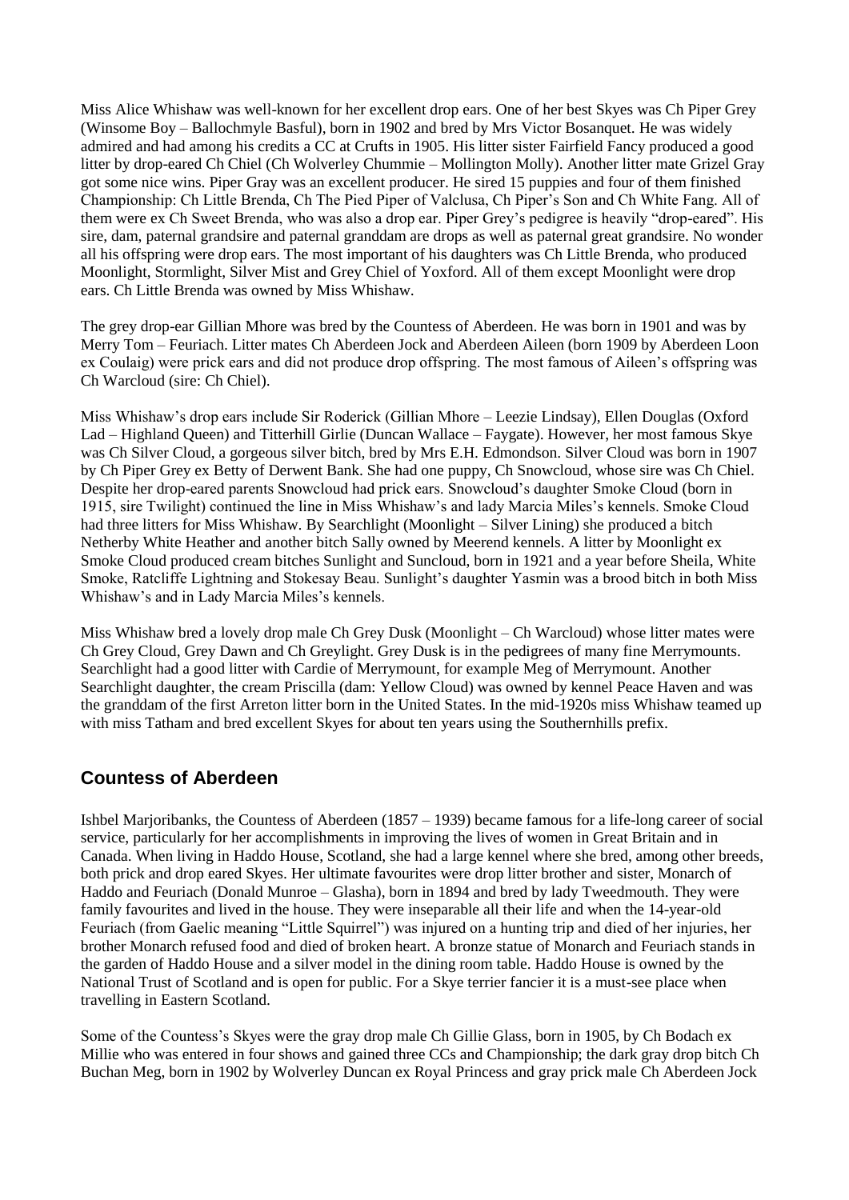Miss Alice Whishaw was well-known for her excellent drop ears. One of her best Skyes was Ch Piper Grey (Winsome Boy – Ballochmyle Basful), born in 1902 and bred by Mrs Victor Bosanquet. He was widely admired and had among his credits a CC at Crufts in 1905. His litter sister Fairfield Fancy produced a good litter by drop-eared Ch Chiel (Ch Wolverley Chummie – Mollington Molly). Another litter mate Grizel Gray got some nice wins. Piper Gray was an excellent producer. He sired 15 puppies and four of them finished Championship: Ch Little Brenda, Ch The Pied Piper of Valclusa, Ch Piper's Son and Ch White Fang. All of them were ex Ch Sweet Brenda, who was also a drop ear. Piper Grey's pedigree is heavily "drop-eared". His sire, dam, paternal grandsire and paternal granddam are drops as well as paternal great grandsire. No wonder all his offspring were drop ears. The most important of his daughters was Ch Little Brenda, who produced Moonlight, Stormlight, Silver Mist and Grey Chiel of Yoxford. All of them except Moonlight were drop ears. Ch Little Brenda was owned by Miss Whishaw.

The grey drop-ear Gillian Mhore was bred by the Countess of Aberdeen. He was born in 1901 and was by Merry Tom – Feuriach. Litter mates Ch Aberdeen Jock and Aberdeen Aileen (born 1909 by Aberdeen Loon ex Coulaig) were prick ears and did not produce drop offspring. The most famous of Aileen's offspring was Ch Warcloud (sire: Ch Chiel).

Miss Whishaw's drop ears include Sir Roderick (Gillian Mhore – Leezie Lindsay), Ellen Douglas (Oxford Lad – Highland Queen) and Titterhill Girlie (Duncan Wallace – Faygate). However, her most famous Skye was Ch Silver Cloud, a gorgeous silver bitch, bred by Mrs E.H. Edmondson. Silver Cloud was born in 1907 by Ch Piper Grey ex Betty of Derwent Bank. She had one puppy, Ch Snowcloud, whose sire was Ch Chiel. Despite her drop-eared parents Snowcloud had prick ears. Snowcloud's daughter Smoke Cloud (born in 1915, sire Twilight) continued the line in Miss Whishaw's and lady Marcia Miles's kennels. Smoke Cloud had three litters for Miss Whishaw. By Searchlight (Moonlight – Silver Lining) she produced a bitch Netherby White Heather and another bitch Sally owned by Meerend kennels. A litter by Moonlight ex Smoke Cloud produced cream bitches Sunlight and Suncloud, born in 1921 and a year before Sheila, White Smoke, Ratcliffe Lightning and Stokesay Beau. Sunlight's daughter Yasmin was a brood bitch in both Miss Whishaw's and in Lady Marcia Miles's kennels.

Miss Whishaw bred a lovely drop male Ch Grey Dusk (Moonlight – Ch Warcloud) whose litter mates were Ch Grey Cloud, Grey Dawn and Ch Greylight. Grey Dusk is in the pedigrees of many fine Merrymounts. Searchlight had a good litter with Cardie of Merrymount, for example Meg of Merrymount. Another Searchlight daughter, the cream Priscilla (dam: Yellow Cloud) was owned by kennel Peace Haven and was the granddam of the first Arreton litter born in the United States. In the mid-1920s miss Whishaw teamed up with miss Tatham and bred excellent Skyes for about ten years using the Southernhills prefix.

## Countess of Aberdeen

Ishbel Marjoribanks, the Countess of Aberdeen (1857 – 1939) became famous for a life-long career of social service, particularly for her accomplishments in improving the lives of women in Great Britain and in Canada. When living in Haddo House, Scotland, she had a large kennel where she bred, among other breeds, both prick and drop eared Skyes. Her ultimate favourites were drop litter brother and sister, Monarch of Haddo and Feuriach (Donald Munroe – Glasha), born in 1894 and bred by lady Tweedmouth. They were family favourites and lived in the house. They were inseparable all their life and when the 14-year-old Feuriach (from Gaelic meaning "Little Squirrel") was injured on a hunting trip and died of her injuries, her brother Monarch refused food and died of broken heart. A bronze statue of Monarch and Feuriach stands in the garden of Haddo House and a silver model in the dining room table. Haddo House is owned by the National Trust of Scotland and is open for public. For a Skye terrier fancier it is a must-see place when travelling in Eastern Scotland.

Some of the Countess's Skyes were the gray drop male Ch Gillie Glass, born in 1905, by Ch Bodach ex Millie who was entered in four shows and gained three CCs and Championship; the dark gray drop bitch Ch Buchan Meg, born in 1902 by Wolverley Duncan ex Royal Princess and gray prick male Ch Aberdeen Jock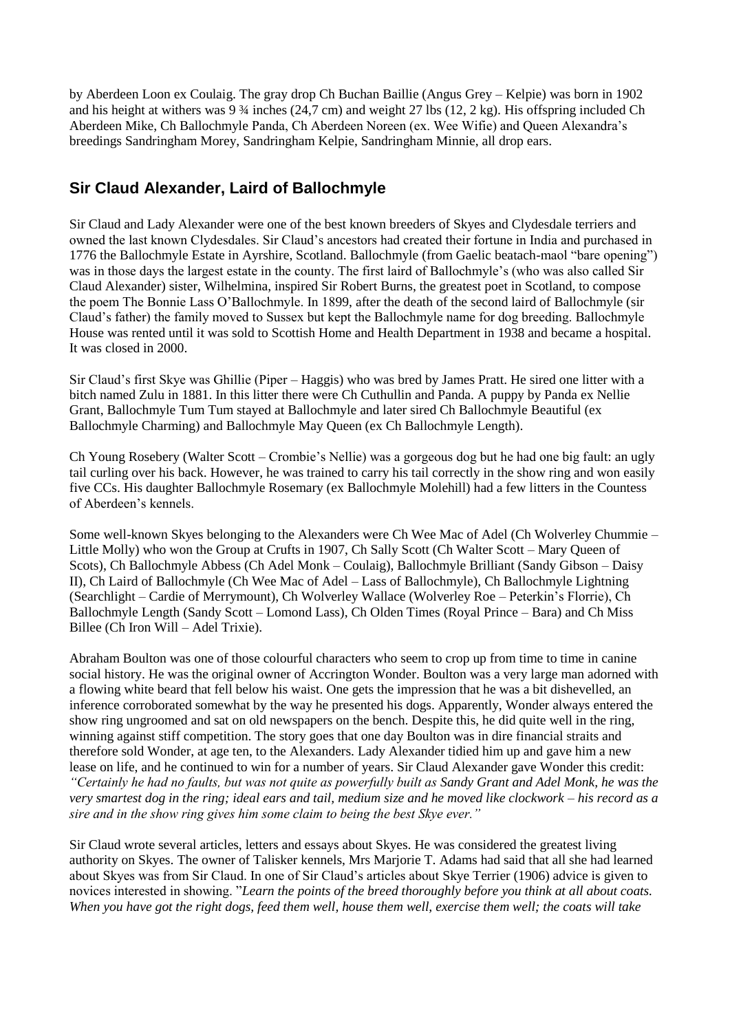by Aberdeen Loon ex Coulaig. The gray drop Ch Buchan Baillie (Angus Grey – Kelpie) was born in 1902 and his height at withers was 9 ¾ inches (24,7 cm) and weight 27 lbs (12, 2 kg). His offspring included Ch Aberdeen Mike, Ch Ballochmyle Panda, Ch Aberdeen Noreen (ex. Wee Wifie) and Queen Alexandra's breedings Sandringham Morey, Sandringham Kelpie, Sandringham Minnie, all drop ears.

## Sir Claud Alexander, Laird of Ballochmyle

Sir Claud and Lady Alexander were one of the best known breeders of Skyes and Clydesdale terriers and owned the last known Clydesdales. Sir Claud's ancestors had created their fortune in India and purchased in 1776 the Ballochmyle Estate in Ayrshire, Scotland. Ballochmyle (from Gaelic beatach-maol "bare opening") was in those days the largest estate in the county. The first laird of Ballochmyle's (who was also called Sir Claud Alexander) sister, Wilhelmina, inspired Sir Robert Burns, the greatest poet in Scotland, to compose the poem The Bonnie Lass O'Ballochmyle. In 1899, after the death of the second laird of Ballochmyle (sir Claud's father) the family moved to Sussex but kept the Ballochmyle name for dog breeding. Ballochmyle House was rented until it was sold to Scottish Home and Health Department in 1938 and became a hospital. It was closed in 2000.

Sir Claud's first Skye was Ghillie (Piper – Haggis) who was bred by James Pratt. He sired one litter with a bitch named Zulu in 1881. In this litter there were Ch Cuthullin and Panda. A puppy by Panda ex Nellie Grant, Ballochmyle Tum Tum stayed at Ballochmyle and later sired Ch Ballochmyle Beautiful (ex Ballochmyle Charming) and Ballochmyle May Queen (ex Ch Ballochmyle Length).

Ch Young Rosebery (Walter Scott – Crombie's Nellie) was a gorgeous dog but he had one big fault: an ugly tail curling over his back. However, he was trained to carry his tail correctly in the show ring and won easily five CCs. His daughter Ballochmyle Rosemary (ex Ballochmyle Molehill) had a few litters in the Countess of Aberdeen's kennels.

Some well-known Skyes belonging to the Alexanders were Ch Wee Mac of Adel (Ch Wolverley Chummie – Little Molly) who won the Group at Crufts in 1907, Ch Sally Scott (Ch Walter Scott – Mary Queen of Scots), Ch Ballochmyle Abbess (Ch Adel Monk – Coulaig), Ballochmyle Brilliant (Sandy Gibson – Daisy II), Ch Laird of Ballochmyle (Ch Wee Mac of Adel – Lass of Ballochmyle), Ch Ballochmyle Lightning (Searchlight – Cardie of Merrymount), Ch Wolverley Wallace (Wolverley Roe – Peterkin's Florrie), Ch Ballochmyle Length (Sandy Scott – Lomond Lass), Ch Olden Times (Royal Prince – Bara) and Ch Miss Billee (Ch Iron Will – Adel Trixie).

Abraham Boulton was one of those colourful characters who seem to crop up from time to time in canine social history. He was the original owner of Accrington Wonder. Boulton was a very large man adorned with a flowing white beard that fell below his waist. One gets the impression that he was a bit dishevelled, an inference corroborated somewhat by the way he presented his dogs. Apparently, Wonder always entered the show ring ungroomed and sat on old newspapers on the bench. Despite this, he did quite well in the ring, winning against stiff competition. The story goes that one day Boulton was in dire financial straits and therefore sold Wonder, at age ten, to the Alexanders. Lady Alexander tidied him up and gave him a new lease on life, and he continued to win for a number of years. Sir Claud Alexander gave Wonder this credit: *"Certainly he had no faults, but was not quite as powerfully built as Sandy Grant and Adel Monk, he was the very smartest dog in the ring; ideal ears and tail, medium size and he moved like clockwork – his record as a sire and in the show ring gives him some claim to being the best Skye ever."*

Sir Claud wrote several articles, letters and essays about Skyes. He was considered the greatest living authority on Skyes. The owner of Talisker kennels, Mrs Marjorie T. Adams had said that all she had learned about Skyes was from Sir Claud. In one of Sir Claud's articles about Skye Terrier (1906) advice is given to novices interested in showing. "*Learn the points of the breed thoroughly before you think at all about coats. When you have got the right dogs, feed them well, house them well, exercise them well; the coats will take*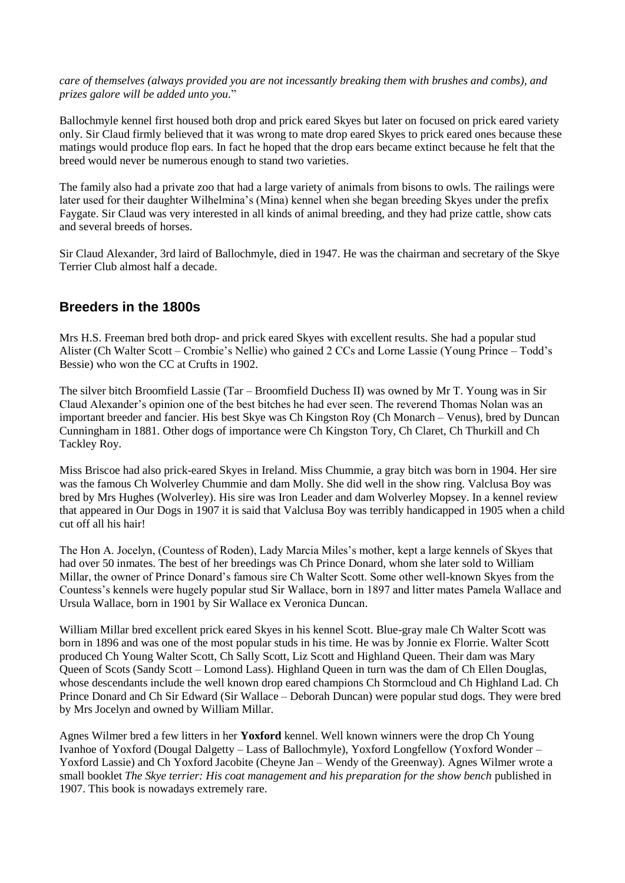*care of themselves (always provided you are not incessantly breaking them with brushes and combs), and prizes galore will be added unto you.*"

Ballochmyle kennel first housed both drop and prick eared Skyes but later on focused on prick eared variety only. Sir Claud firmly believed that it was wrong to mate drop eared Skyes to prick eared ones because these matings would produce flop ears. In fact he hoped that the drop ears became extinct because he felt that the breed would never be numerous enough to stand two varieties.

The family also had a private zoo that had a large variety of animals from bisons to owls. The railings were later used for their daughter Wilhelmina's (Mina) kennel when she began breeding Skyes under the prefix Faygate. Sir Claud was very interested in all kinds of animal breeding, and they had prize cattle, show cats and several breeds of horses.

Sir Claud Alexander, 3rd laird of Ballochmyle, died in 1947. He was the chairman and secretary of the Skye Terrier Club almost half a decade.

## Breeders in the 1800s

Mrs H.S. Freeman bred both drop- and prick eared Skyes with excellent results. She had a popular stud Alister (Ch Walter Scott – Crombie's Nellie) who gained 2 CCs and Lorne Lassie (Young Prince – Todd's Bessie) who won the CC at Crufts in 1902.

The silver bitch Broomfield Lassie (Tar – Broomfield Duchess II) was owned by Mr T. Young was in Sir Claud Alexander's opinion one of the best bitches he had ever seen. The reverend Thomas Nolan was an important breeder and fancier. His best Skye was Ch Kingston Roy (Ch Monarch – Venus), bred by Duncan Cunningham in 1881. Other dogs of importance were Ch Kingston Tory, Ch Claret, Ch Thurkill and Ch Tackley Roy.

Miss Briscoe had also prick-eared Skyes in Ireland. Miss Chummie, a gray bitch was born in 1904. Her sire was the famous Ch Wolverley Chummie and dam Molly. She did well in the show ring. Valclusa Boy was bred by Mrs Hughes (Wolverley). His sire was Iron Leader and dam Wolverley Mopsey. In a kennel review that appeared in Our Dogs in 1907 it is said that Valclusa Boy was terribly handicapped in 1905 when a child cut off all his hair!

The Hon A. Jocelyn, (Countess of Roden), Lady Marcia Miles's mother, kept a large kennels of Skyes that had over 50 inmates. The best of her breedings was Ch Prince Donard, whom she later sold to William Millar, the owner of Prince Donard's famous sire Ch Walter Scott. Some other well-known Skyes from the Countess's kennels were hugely popular stud Sir Wallace, born in 1897 and litter mates Pamela Wallace and Ursula Wallace, born in 1901 by Sir Wallace ex Veronica Duncan.

William Millar bred excellent prick eared Skyes in his kennel Scott. Blue-gray male Ch Walter Scott was born in 1896 and was one of the most popular studs in his time. He was by Jonnie ex Florrie. Walter Scott produced Ch Young Walter Scott, Ch Sally Scott, Liz Scott and Highland Queen. Their dam was Mary Queen of Scots (Sandy Scott – Lomond Lass). Highland Queen in turn was the dam of Ch Ellen Douglas, whose descendants include the well known drop eared champions Ch Stormcloud and Ch Highland Lad. Ch Prince Donard and Ch Sir Edward (Sir Wallace – Deborah Duncan) were popular stud dogs. They were bred by Mrs Jocelyn and owned by William Millar.

Agnes Wilmer bred a few litters in her **Yoxford** kennel. Well known winners were the drop Ch Young Ivanhoe of Yoxford (Dougal Dalgetty – Lass of Ballochmyle), Yoxford Longfellow (Yoxford Wonder – Yoxford Lassie) and Ch Yoxford Jacobite (Cheyne Jan – Wendy of the Greenway). Agnes Wilmer wrote a small booklet *The Skye terrier: His coat management and his preparation for the show bench* published in 1907. This book is nowadays extremely rare.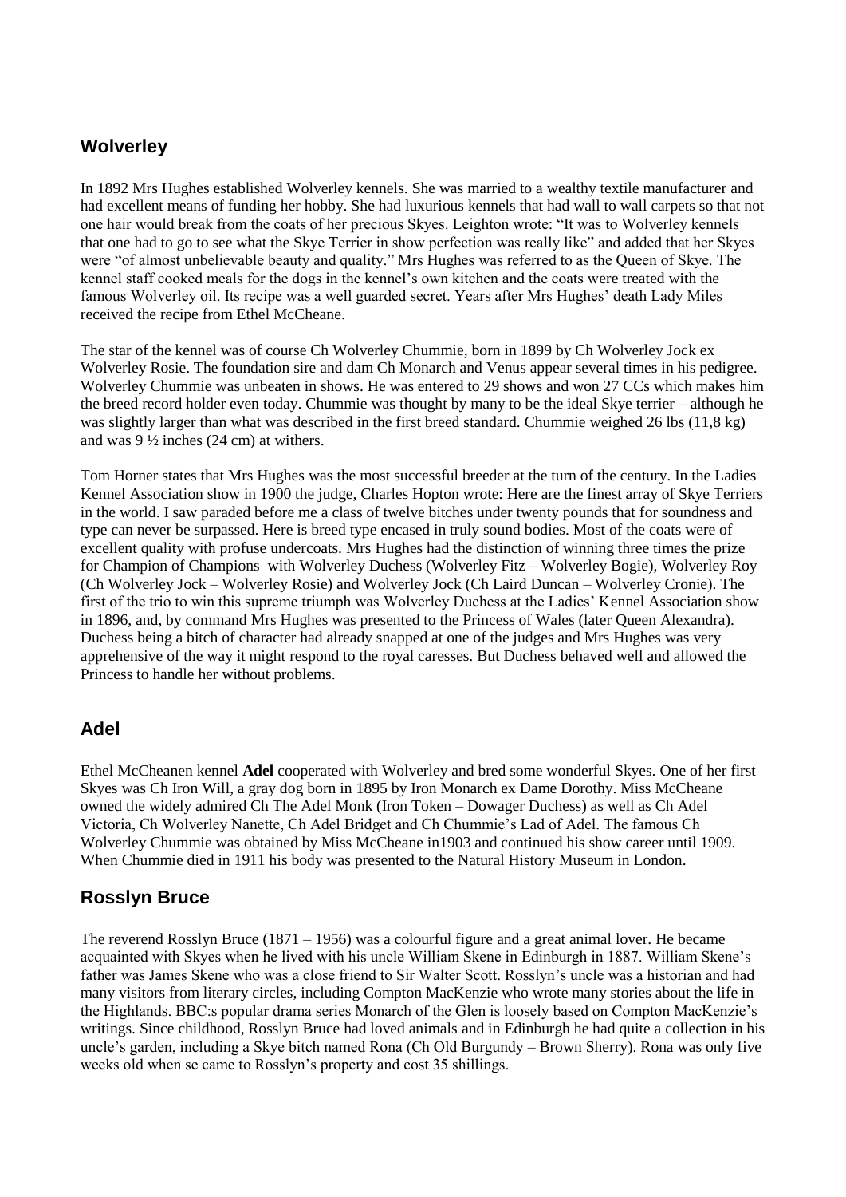## Wolverley

In 1892 Mrs Hughes established Wolverley kennels. She was married to a wealthy textile manufacturer and had excellent means of funding her hobby. She had luxurious kennels that had wall to wall carpets so that not one hair would break from the coats of her precious Skyes. Leighton wrote: "It was to Wolverley kennels that one had to go to see what the Skye Terrier in show perfection was really like" and added that her Skyes were "of almost unbelievable beauty and quality." Mrs Hughes was referred to as the Queen of Skye. The kennel staff cooked meals for the dogs in the kennel's own kitchen and the coats were treated with the famous Wolverley oil. Its recipe was a well guarded secret. Years after Mrs Hughes' death Lady Miles received the recipe from Ethel McCheane.

The star of the kennel was of course Ch Wolverley Chummie, born in 1899 by Ch Wolverley Jock ex Wolverley Rosie. The foundation sire and dam Ch Monarch and Venus appear several times in his pedigree. Wolverley Chummie was unbeaten in shows. He was entered to 29 shows and won 27 CCs which makes him the breed record holder even today. Chummie was thought by many to be the ideal Skye terrier – although he was slightly larger than what was described in the first breed standard. Chummie weighed 26 lbs (11,8 kg) and was 9 ½ inches (24 cm) at withers.

Tom Horner states that Mrs Hughes was the most successful breeder at the turn of the century. In the Ladies Kennel Association show in 1900 the judge, Charles Hopton wrote: Here are the finest array of Skye Terriers in the world. I saw paraded before me a class of twelve bitches under twenty pounds that for soundness and type can never be surpassed. Here is breed type encased in truly sound bodies. Most of the coats were of excellent quality with profuse undercoats. Mrs Hughes had the distinction of winning three times the prize for Champion of Champions with Wolverley Duchess (Wolverley Fitz – Wolverley Bogie), Wolverley Roy (Ch Wolverley Jock – Wolverley Rosie) and Wolverley Jock (Ch Laird Duncan – Wolverley Cronie). The first of the trio to win this supreme triumph was Wolverley Duchess at the Ladies' Kennel Association show in 1896, and, by command Mrs Hughes was presented to the Princess of Wales (later Queen Alexandra). Duchess being a bitch of character had already snapped at one of the judges and Mrs Hughes was very apprehensive of the way it might respond to the royal caresses. But Duchess behaved well and allowed the Princess to handle her without problems.

## Adel

Ethel McCheanen kennel **Adel** cooperated with Wolverley and bred some wonderful Skyes. One of her first Skyes was Ch Iron Will, a gray dog born in 1895 by Iron Monarch ex Dame Dorothy. Miss McCheane owned the widely admired Ch The Adel Monk (Iron Token – Dowager Duchess) as well as Ch Adel Victoria, Ch Wolverley Nanette, Ch Adel Bridget and Ch Chummie's Lad of Adel. The famous Ch Wolverley Chummie was obtained by Miss McCheane in1903 and continued his show career until 1909. When Chummie died in 1911 his body was presented to the Natural History Museum in London.

## Rosslyn Bruce

The reverend Rosslyn Bruce (1871 – 1956) was a colourful figure and a great animal lover. He became acquainted with Skyes when he lived with his uncle William Skene in Edinburgh in 1887. William Skene's father was James Skene who was a close friend to Sir Walter Scott. Rosslyn's uncle was a historian and had many visitors from literary circles, including Compton MacKenzie who wrote many stories about the life in the Highlands. BBC:s popular drama series Monarch of the Glen is loosely based on Compton MacKenzie's writings. Since childhood, Rosslyn Bruce had loved animals and in Edinburgh he had quite a collection in his uncle's garden, including a Skye bitch named Rona (Ch Old Burgundy – Brown Sherry). Rona was only five weeks old when se came to Rosslyn's property and cost 35 shillings.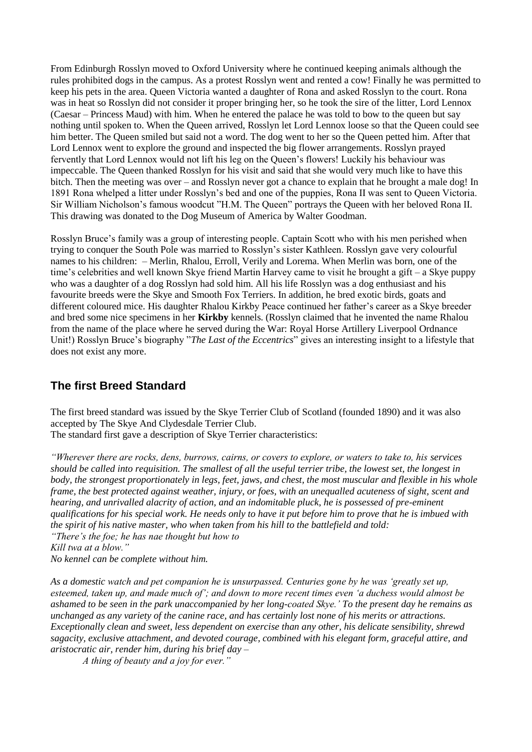From Edinburgh Rosslyn moved to Oxford University where he continued keeping animals although the rules prohibited dogs in the campus. As a protest Rosslyn went and rented a cow! Finally he was permitted to keep his pets in the area. Queen Victoria wanted a daughter of Rona and asked Rosslyn to the court. Rona was in heat so Rosslyn did not consider it proper bringing her, so he took the sire of the litter, Lord Lennox (Caesar – Princess Maud) with him. When he entered the palace he was told to bow to the queen but say nothing until spoken to. When the Queen arrived, Rosslyn let Lord Lennox loose so that the Queen could see him better. The Queen smiled but said not a word. The dog went to her so the Queen petted him. After that Lord Lennox went to explore the ground and inspected the big flower arrangements. Rosslyn prayed fervently that Lord Lennox would not lift his leg on the Queen's flowers! Luckily his behaviour was impeccable. The Queen thanked Rosslyn for his visit and said that she would very much like to have this bitch. Then the meeting was over – and Rosslyn never got a chance to explain that he brought a male dog! In 1891 Rona whelped a litter under Rosslyn's bed and one of the puppies, Rona II was sent to Queen Victoria. Sir William Nicholson's famous woodcut "H.M. The Queen" portrays the Queen with her beloved Rona II. This drawing was donated to the Dog Museum of America by Walter Goodman.

Rosslyn Bruce's family was a group of interesting people. Captain Scott who with his men perished when trying to conquer the South Pole was married to Rosslyn's sister Kathleen. Rosslyn gave very colourful names to his children: – Merlin, Rhalou, Erroll, Verily and Lorema. When Merlin was born, one of the time's celebrities and well known Skye friend Martin Harvey came to visit he brought a gift – a Skye puppy who was a daughter of a dog Rosslyn had sold him. All his life Rosslyn was a dog enthusiast and his favourite breeds were the Skye and Smooth Fox Terriers. In addition, he bred exotic birds, goats and different coloured mice. His daughter Rhalou Kirkby Peace continued her father's career as a Skye breeder and bred some nice specimens in her **Kirkby** kennels. (Rosslyn claimed that he invented the name Rhalou from the name of the place where he served during the War: Royal Horse Artillery Liverpool Ordnance Unit!) Rosslyn Bruce's biography "*The Last of the Eccentrics*" gives an interesting insight to a lifestyle that does not exist any more.

## The first Breed Standard

The first breed standard was issued by the Skye Terrier Club of Scotland (founded 1890) and it was also accepted by The Skye And Clydesdale Terrier Club.
The standard first gave a description of Skye Terrier characteristics:

*"Wherever there are rocks, dens, burrows, cairns, or covers to explore, or waters to take to, his services should be called into requisition. The smallest of all the useful terrier tribe, the lowest set, the longest in body, the strongest proportionately in legs, feet, jaws, and chest, the most muscular and flexible in his whole frame, the best protected against weather, injury, or foes, with an unequalled acuteness of sight, scent and hearing, and unrivalled alacrity of action, and an indomitable pluck, he is possessed of pre-eminent qualifications for his special work. He needs only to have it put before him to prove that he is imbued with the spirit of his native master, who when taken from his hill to the battlefield and told:*
*"There's the foe; he has nae thought but how to*
*Kill twa at a blow."*
*No kennel can be complete without him.*

*As a domestic watch and pet companion he is unsurpassed. Centuries gone by he was 'greatly set up, esteemed, taken up, and made much of'; and down to more recent times even 'a duchess would almost be ashamed to be seen in the park unaccompanied by her long-coated Skye.' To the present day he remains as unchanged as any variety of the canine race, and has certainly lost none of his merits or attractions. Exceptionally clean and sweet, less dependent on exercise than any other, his delicate sensibility, shrewd sagacity, exclusive attachment, and devoted courage, combined with his elegant form, graceful attire, and aristocratic air, render him, during his brief day –*

*A thing of beauty and a joy for ever."*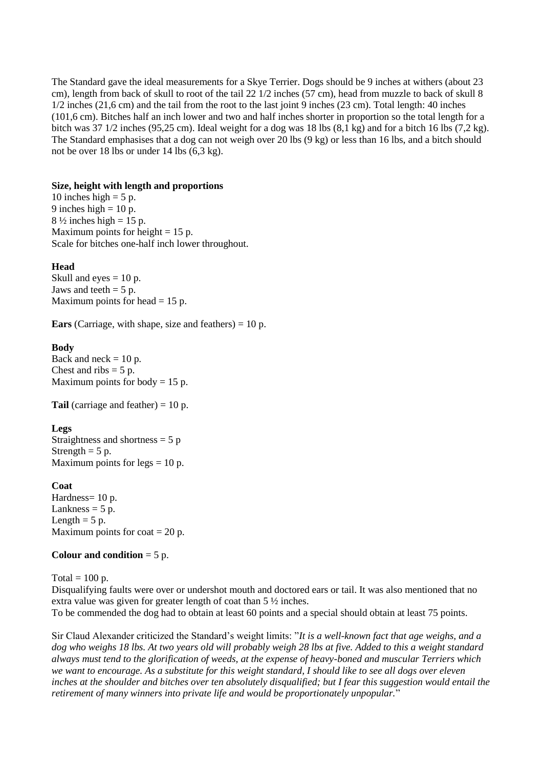The Standard gave the ideal measurements for a Skye Terrier. Dogs should be 9 inches at withers (about 23 cm), length from back of skull to root of the tail 22 1/2 inches (57 cm), head from muzzle to back of skull 8 1/2 inches (21,6 cm) and the tail from the root to the last joint 9 inches (23 cm). Total length: 40 inches (101,6 cm). Bitches half an inch lower and two and half inches shorter in proportion so the total length for a bitch was 37 1/2 inches (95,25 cm). Ideal weight for a dog was 18 lbs (8,1 kg) and for a bitch 16 lbs (7,2 kg). The Standard emphasises that a dog can not weigh over 20 lbs (9 kg) or less than 16 lbs, and a bitch should not be over 18 lbs or under 14 lbs (6,3 kg).

**Size, height with length and proportions**
10 inches high = 5 p.
9 inches high = 10 p.
8 ½ inches high = 15 p.
Maximum points for height = 15 p.
Scale for bitches one-half inch lower throughout.

**Head**
Skull and eyes = 10 p.
Jaws and teeth = 5 p.
Maximum points for head = 15 p.

**Ears** (Carriage, with shape, size and feathers) = 10 p.

**Body**
Back and neck = 10 p.
Chest and ribs = 5 p.
Maximum points for body = 15 p.

**Tail** (carriage and feather) = 10 p.

**Legs**
Straightness and shortness = 5 p
Strength = 5 p.
Maximum points for legs = 10 p.

**Coat**
Hardness= 10 p.
Lankness = 5 p.
Length = 5 p.
Maximum points for coat = 20 p.

**Colour and condition** = 5 p.

Total = 100 p.
Disqualifying faults were over or undershot mouth and doctored ears or tail. It was also mentioned that no extra value was given for greater length of coat than 5 ½ inches.
To be commended the dog had to obtain at least 60 points and a special should obtain at least 75 points.

Sir Claud Alexander criticized the Standard's weight limits: "*It is a well-known fact that age weighs, and a dog who weighs 18 lbs. At two years old will probably weigh 28 lbs at five. Added to this a weight standard always must tend to the glorification of weeds, at the expense of heavy-boned and muscular Terriers which we want to encourage. As a substitute for this weight standard, I should like to see all dogs over eleven inches at the shoulder and bitches over ten absolutely disqualified; but I fear this suggestion would entail the retirement of many winners into private life and would be proportionately unpopular.*"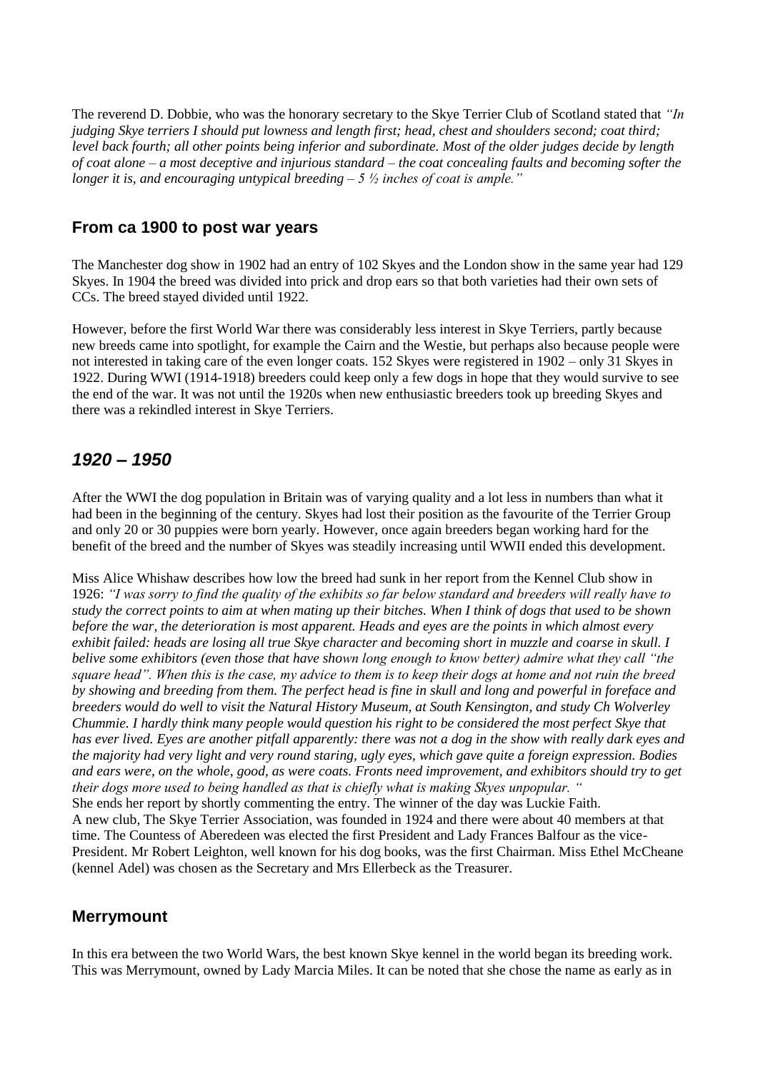The reverend D. Dobbie, who was the honorary secretary to the Skye Terrier Club of Scotland stated that *"In judging Skye terriers I should put lowness and length first; head, chest and shoulders second; coat third; level back fourth; all other points being inferior and subordinate. Most of the older judges decide by length of coat alone – a most deceptive and injurious standard – the coat concealing faults and becoming softer the longer it is, and encouraging untypical breeding – 5 ½ inches of coat is ample."*

## From ca 1900 to post war years

The Manchester dog show in 1902 had an entry of 102 Skyes and the London show in the same year had 129 Skyes. In 1904 the breed was divided into prick and drop ears so that both varieties had their own sets of CCs. The breed stayed divided until 1922.

However, before the first World War there was considerably less interest in Skye Terriers, partly because new breeds came into spotlight, for example the Cairn and the Westie, but perhaps also because people were not interested in taking care of the even longer coats. 152 Skyes were registered in 1902 – only 31 Skyes in 1922. During WWI (1914-1918) breeders could keep only a few dogs in hope that they would survive to see the end of the war. It was not until the 1920s when new enthusiastic breeders took up breeding Skyes and there was a rekindled interest in Skye Terriers.

## *1920 – 1950*

After the WWI the dog population in Britain was of varying quality and a lot less in numbers than what it had been in the beginning of the century. Skyes had lost their position as the favourite of the Terrier Group and only 20 or 30 puppies were born yearly. However, once again breeders began working hard for the benefit of the breed and the number of Skyes was steadily increasing until WWII ended this development.

Miss Alice Whishaw describes how low the breed had sunk in her report from the Kennel Club show in 1926: *"I was sorry to find the quality of the exhibits so far below standard and breeders will really have to study the correct points to aim at when mating up their bitches. When I think of dogs that used to be shown before the war, the deterioration is most apparent. Heads and eyes are the points in which almost every exhibit failed: heads are losing all true Skye character and becoming short in muzzle and coarse in skull. I belive some exhibitors (even those that have shown long enough to know better) admire what they call "the square head". When this is the case, my advice to them is to keep their dogs at home and not ruin the breed by showing and breeding from them. The perfect head is fine in skull and long and powerful in foreface and breeders would do well to visit the Natural History Museum, at South Kensington, and study Ch Wolverley Chummie. I hardly think many people would question his right to be considered the most perfect Skye that has ever lived. Eyes are another pitfall apparently: there was not a dog in the show with really dark eyes and the majority had very light and very round staring, ugly eyes, which gave quite a foreign expression. Bodies and ears were, on the whole, good, as were coats. Fronts need improvement, and exhibitors should try to get their dogs more used to being handled as that is chiefly what is making Skyes unpopular. "*

She ends her report by shortly commenting the entry. The winner of the day was Luckie Faith.

A new club, The Skye Terrier Association, was founded in 1924 and there were about 40 members at that time. The Countess of Aberedeen was elected the first President and Lady Frances Balfour as the vice-President. Mr Robert Leighton, well known for his dog books, was the first Chairman. Miss Ethel McCheane (kennel Adel) was chosen as the Secretary and Mrs Ellerbeck as the Treasurer.

## Merrymount

In this era between the two World Wars, the best known Skye kennel in the world began its breeding work. This was Merrymount, owned by Lady Marcia Miles. It can be noted that she chose the name as early as in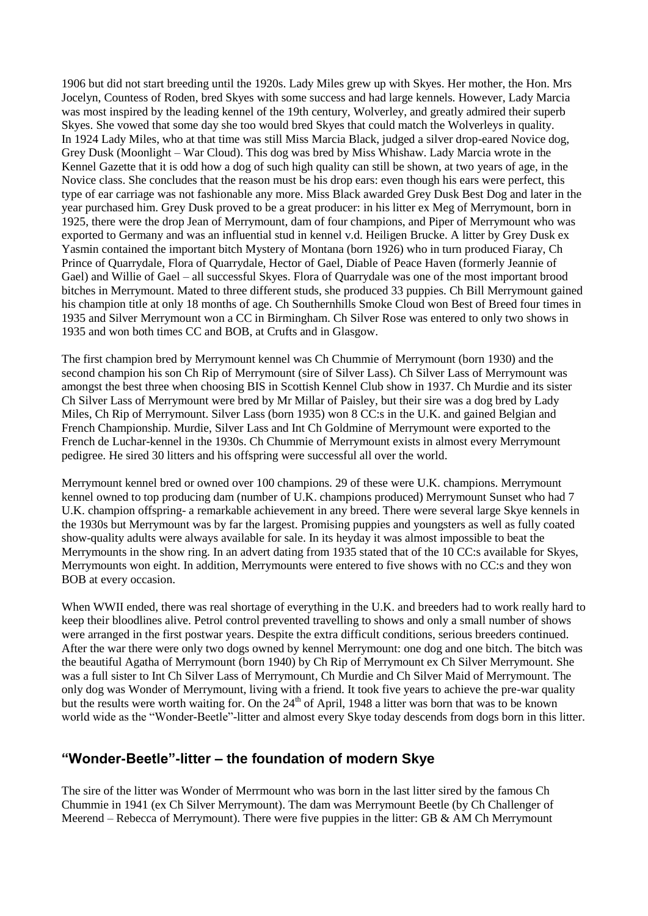1906 but did not start breeding until the 1920s. Lady Miles grew up with Skyes. Her mother, the Hon. Mrs Jocelyn, Countess of Roden, bred Skyes with some success and had large kennels. However, Lady Marcia was most inspired by the leading kennel of the 19th century, Wolverley, and greatly admired their superb Skyes. She vowed that some day she too would bred Skyes that could match the Wolverleys in quality. In 1924 Lady Miles, who at that time was still Miss Marcia Black, judged a silver drop-eared Novice dog, Grey Dusk (Moonlight – War Cloud). This dog was bred by Miss Whishaw. Lady Marcia wrote in the Kennel Gazette that it is odd how a dog of such high quality can still be shown, at two years of age, in the Novice class. She concludes that the reason must be his drop ears: even though his ears were perfect, this type of ear carriage was not fashionable any more. Miss Black awarded Grey Dusk Best Dog and later in the year purchased him. Grey Dusk proved to be a great producer: in his litter ex Meg of Merrymount, born in 1925, there were the drop Jean of Merrymount, dam of four champions, and Piper of Merrymount who was exported to Germany and was an influential stud in kennel v.d. Heiligen Brucke. A litter by Grey Dusk ex Yasmin contained the important bitch Mystery of Montana (born 1926) who in turn produced Fiaray, Ch Prince of Quarrydale, Flora of Quarrydale, Hector of Gael, Diable of Peace Haven (formerly Jeannie of Gael) and Willie of Gael – all successful Skyes. Flora of Quarrydale was one of the most important brood bitches in Merrymount. Mated to three different studs, she produced 33 puppies. Ch Bill Merrymount gained his champion title at only 18 months of age. Ch Southernhills Smoke Cloud won Best of Breed four times in 1935 and Silver Merrymount won a CC in Birmingham. Ch Silver Rose was entered to only two shows in 1935 and won both times CC and BOB, at Crufts and in Glasgow.

The first champion bred by Merrymount kennel was Ch Chummie of Merrymount (born 1930) and the second champion his son Ch Rip of Merrymount (sire of Silver Lass). Ch Silver Lass of Merrymount was amongst the best three when choosing BIS in Scottish Kennel Club show in 1937. Ch Murdie and its sister Ch Silver Lass of Merrymount were bred by Mr Millar of Paisley, but their sire was a dog bred by Lady Miles, Ch Rip of Merrymount. Silver Lass (born 1935) won 8 CC:s in the U.K. and gained Belgian and French Championship. Murdie, Silver Lass and Int Ch Goldmine of Merrymount were exported to the French de Luchar-kennel in the 1930s. Ch Chummie of Merrymount exists in almost every Merrymount pedigree. He sired 30 litters and his offspring were successful all over the world.

Merrymount kennel bred or owned over 100 champions. 29 of these were U.K. champions. Merrymount kennel owned to top producing dam (number of U.K. champions produced) Merrymount Sunset who had 7 U.K. champion offspring- a remarkable achievement in any breed. There were several large Skye kennels in the 1930s but Merrymount was by far the largest. Promising puppies and youngsters as well as fully coated show-quality adults were always available for sale. In its heyday it was almost impossible to beat the Merrymounts in the show ring. In an advert dating from 1935 stated that of the 10 CC:s available for Skyes, Merrymounts won eight. In addition, Merrymounts were entered to five shows with no CC:s and they won BOB at every occasion.

When WWII ended, there was real shortage of everything in the U.K. and breeders had to work really hard to keep their bloodlines alive. Petrol control prevented travelling to shows and only a small number of shows were arranged in the first postwar years. Despite the extra difficult conditions, serious breeders continued. After the war there were only two dogs owned by kennel Merrymount: one dog and one bitch. The bitch was the beautiful Agatha of Merrymount (born 1940) by Ch Rip of Merrymount ex Ch Silver Merrymount. She was a full sister to Int Ch Silver Lass of Merrymount, Ch Murdie and Ch Silver Maid of Merrymount. The only dog was Wonder of Merrymount, living with a friend. It took five years to achieve the pre-war quality but the results were worth waiting for. On the 24th of April, 1948 a litter was born that was to be known world wide as the "Wonder-Beetle"-litter and almost every Skye today descends from dogs born in this litter.

## "Wonder-Beetle"-litter – the foundation of modern Skye

The sire of the litter was Wonder of Merrmount who was born in the last litter sired by the famous Ch Chummie in 1941 (ex Ch Silver Merrymount). The dam was Merrymount Beetle (by Ch Challenger of Meerend – Rebecca of Merrymount). There were five puppies in the litter: GB & AM Ch Merrymount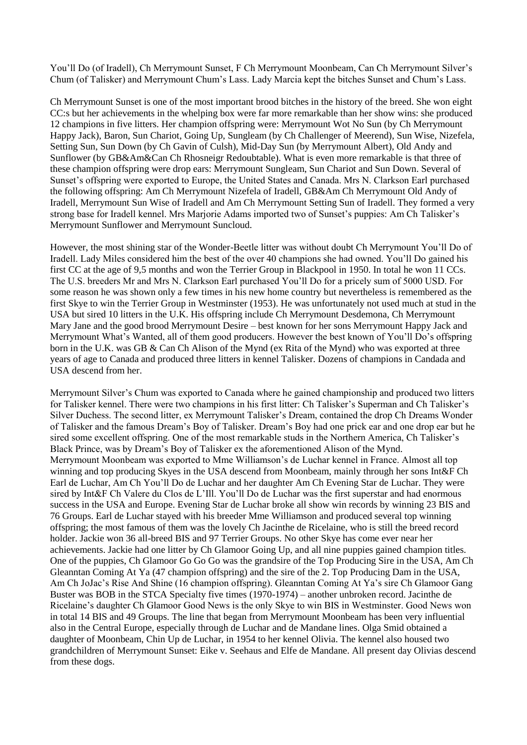You'll Do (of Iradell), Ch Merrymount Sunset, F Ch Merrymount Moonbeam, Can Ch Merrymount Silver's Chum (of Talisker) and Merrymount Chum's Lass. Lady Marcia kept the bitches Sunset and Chum's Lass.

Ch Merrymount Sunset is one of the most important brood bitches in the history of the breed. She won eight CC:s but her achievements in the whelping box were far more remarkable than her show wins: she produced 12 champions in five litters. Her champion offspring were: Merrymount Wot No Sun (by Ch Merrymount Happy Jack), Baron, Sun Chariot, Going Up, Sungleam (by Ch Challenger of Meerend), Sun Wise, Nizefela, Setting Sun, Sun Down (by Ch Gavin of Culsh), Mid-Day Sun (by Merrymount Albert), Old Andy and Sunflower (by GB&Am&Can Ch Rhosneigr Redoubtable). What is even more remarkable is that three of these champion offspring were drop ears: Merrymount Sungleam, Sun Chariot and Sun Down. Several of Sunset's offspring were exported to Europe, the United States and Canada. Mrs N. Clarkson Earl purchased the following offspring: Am Ch Merrymount Nizefela of Iradell, GB&Am Ch Merrymount Old Andy of Iradell, Merrymount Sun Wise of Iradell and Am Ch Merrymount Setting Sun of Iradell. They formed a very strong base for Iradell kennel. Mrs Marjorie Adams imported two of Sunset's puppies: Am Ch Talisker's Merrymount Sunflower and Merrymount Suncloud.

However, the most shining star of the Wonder-Beetle litter was without doubt Ch Merrymount You'll Do of Iradell. Lady Miles considered him the best of the over 40 champions she had owned. You'll Do gained his first CC at the age of 9,5 months and won the Terrier Group in Blackpool in 1950. In total he won 11 CCs. The U.S. breeders Mr and Mrs N. Clarkson Earl purchased You'll Do for a pricely sum of 5000 USD. For some reason he was shown only a few times in his new home country but nevertheless is remembered as the first Skye to win the Terrier Group in Westminster (1953). He was unfortunately not used much at stud in the USA but sired 10 litters in the U.K. His offspring include Ch Merrymount Desdemona, Ch Merrymount Mary Jane and the good brood Merrymount Desire – best known for her sons Merrymount Happy Jack and Merrymount What's Wanted, all of them good producers. However the best known of You'll Do's offspring born in the U.K. was GB & Can Ch Alison of the Mynd (ex Rita of the Mynd) who was exported at three years of age to Canada and produced three litters in kennel Talisker. Dozens of champions in Candada and USA descend from her.

Merrymount Silver's Chum was exported to Canada where he gained championship and produced two litters for Talisker kennel. There were two champions in his first litter: Ch Talisker's Superman and Ch Talisker's Silver Duchess. The second litter, ex Merrymount Talisker's Dream, contained the drop Ch Dreams Wonder of Talisker and the famous Dream's Boy of Talisker. Dream's Boy had one prick ear and one drop ear but he sired some excellent offspring. One of the most remarkable studs in the Northern America, Ch Talisker's Black Prince, was by Dream's Boy of Talisker ex the aforementioned Alison of the Mynd.
Merrymount Moonbeam was exported to Mme Williamson's de Luchar kennel in France. Almost all top winning and top producing Skyes in the USA descend from Moonbeam, mainly through her sons Int&F Ch Earl de Luchar, Am Ch You'll Do de Luchar and her daughter Am Ch Evening Star de Luchar. They were sired by Int&F Ch Valere du Clos de L'Ill. You'll Do de Luchar was the first superstar and had enormous success in the USA and Europe. Evening Star de Luchar broke all show win records by winning 23 BIS and 76 Groups. Earl de Luchar stayed with his breeder Mme Williamson and produced several top winning offspring; the most famous of them was the lovely Ch Jacinthe de Ricelaine, who is still the breed record holder. Jackie won 36 all-breed BIS and 97 Terrier Groups. No other Skye has come ever near her achievements. Jackie had one litter by Ch Glamoor Going Up, and all nine puppies gained champion titles. One of the puppies, Ch Glamoor Go Go Go was the grandsire of the Top Producing Sire in the USA, Am Ch Gleanntan Coming At Ya (47 champion offspring) and the sire of the 2. Top Producing Dam in the USA, Am Ch JoJac's Rise And Shine (16 champion offspring). Gleanntan Coming At Ya's sire Ch Glamoor Gang Buster was BOB in the STCA Specialty five times (1970-1974) – another unbroken record. Jacinthe de Ricelaine's daughter Ch Glamoor Good News is the only Skye to win BIS in Westminster. Good News won in total 14 BIS and 49 Groups. The line that began from Merrymount Moonbeam has been very influential also in the Central Europe, especially through de Luchar and de Mandane lines. Olga Smid obtained a daughter of Moonbeam, Chin Up de Luchar, in 1954 to her kennel Olivia. The kennel also housed two grandchildren of Merrymount Sunset: Eike v. Seehaus and Elfe de Mandane. All present day Olivias descend from these dogs.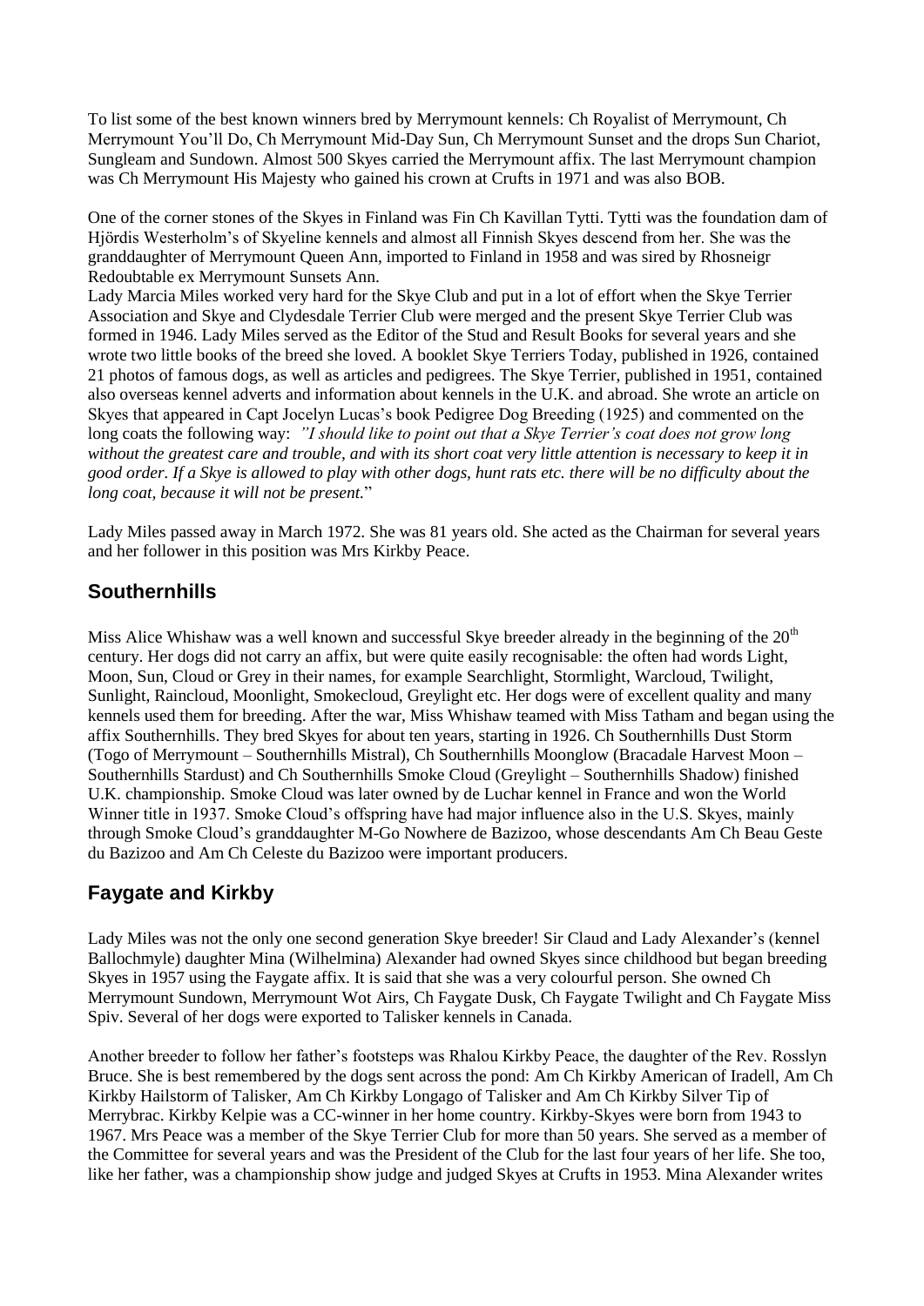To list some of the best known winners bred by Merrymount kennels: Ch Royalist of Merrymount, Ch Merrymount You'll Do, Ch Merrymount Mid-Day Sun, Ch Merrymount Sunset and the drops Sun Chariot, Sungleam and Sundown. Almost 500 Skyes carried the Merrymount affix. The last Merrymount champion was Ch Merrymount His Majesty who gained his crown at Crufts in 1971 and was also BOB.

One of the corner stones of the Skyes in Finland was Fin Ch Kavillan Tytti. Tytti was the foundation dam of Hjördis Westerholm's of Skyeline kennels and almost all Finnish Skyes descend from her. She was the granddaughter of Merrymount Queen Ann, imported to Finland in 1958 and was sired by Rhosneigr Redoubtable ex Merrymount Sunsets Ann.

Lady Marcia Miles worked very hard for the Skye Club and put in a lot of effort when the Skye Terrier Association and Skye and Clydesdale Terrier Club were merged and the present Skye Terrier Club was formed in 1946. Lady Miles served as the Editor of the Stud and Result Books for several years and she wrote two little books of the breed she loved. A booklet Skye Terriers Today, published in 1926, contained 21 photos of famous dogs, as well as articles and pedigrees. The Skye Terrier, published in 1951, contained also overseas kennel adverts and information about kennels in the U.K. and abroad. She wrote an article on Skyes that appeared in Capt Jocelyn Lucas's book Pedigree Dog Breeding (1925) and commented on the long coats the following way: *"I should like to point out that a Skye Terrier's coat does not grow long without the greatest care and trouble, and with its short coat very little attention is necessary to keep it in good order. If a Skye is allowed to play with other dogs, hunt rats etc. there will be no difficulty about the long coat, because it will not be present.*"

Lady Miles passed away in March 1972. She was 81 years old. She acted as the Chairman for several years and her follower in this position was Mrs Kirkby Peace.

## Southernhills

Miss Alice Whishaw was a well known and successful Skye breeder already in the beginning of the 20th century. Her dogs did not carry an affix, but were quite easily recognisable: the often had words Light, Moon, Sun, Cloud or Grey in their names, for example Searchlight, Stormlight, Warcloud, Twilight, Sunlight, Raincloud, Moonlight, Smokecloud, Greylight etc. Her dogs were of excellent quality and many kennels used them for breeding. After the war, Miss Whishaw teamed with Miss Tatham and began using the affix Southernhills. They bred Skyes for about ten years, starting in 1926. Ch Southernhills Dust Storm (Togo of Merrymount – Southernhills Mistral), Ch Southernhills Moonglow (Bracadale Harvest Moon – Southernhills Stardust) and Ch Southernhills Smoke Cloud (Greylight – Southernhills Shadow) finished U.K. championship. Smoke Cloud was later owned by de Luchar kennel in France and won the World Winner title in 1937. Smoke Cloud's offspring have had major influence also in the U.S. Skyes, mainly through Smoke Cloud's granddaughter M-Go Nowhere de Bazizoo, whose descendants Am Ch Beau Geste du Bazizoo and Am Ch Celeste du Bazizoo were important producers.

## Faygate and Kirkby

Lady Miles was not the only one second generation Skye breeder! Sir Claud and Lady Alexander's (kennel Ballochmyle) daughter Mina (Wilhelmina) Alexander had owned Skyes since childhood but began breeding Skyes in 1957 using the Faygate affix. It is said that she was a very colourful person. She owned Ch Merrymount Sundown, Merrymount Wot Airs, Ch Faygate Dusk, Ch Faygate Twilight and Ch Faygate Miss Spiv. Several of her dogs were exported to Talisker kennels in Canada.

Another breeder to follow her father's footsteps was Rhalou Kirkby Peace, the daughter of the Rev. Rosslyn Bruce. She is best remembered by the dogs sent across the pond: Am Ch Kirkby American of Iradell, Am Ch Kirkby Hailstorm of Talisker, Am Ch Kirkby Longago of Talisker and Am Ch Kirkby Silver Tip of Merrybrac. Kirkby Kelpie was a CC-winner in her home country. Kirkby-Skyes were born from 1943 to 1967. Mrs Peace was a member of the Skye Terrier Club for more than 50 years. She served as a member of the Committee for several years and was the President of the Club for the last four years of her life. She too, like her father, was a championship show judge and judged Skyes at Crufts in 1953. Mina Alexander writes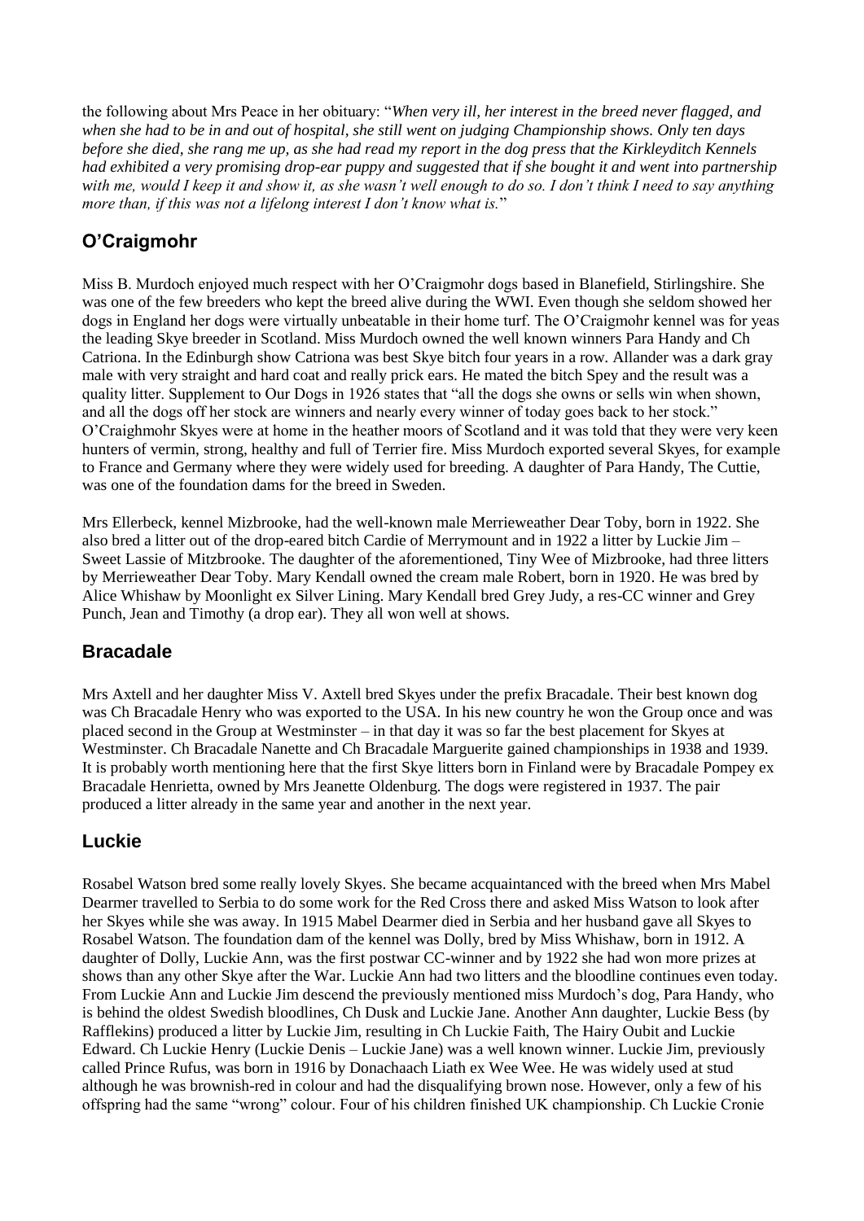the following about Mrs Peace in her obituary: "*When very ill, her interest in the breed never flagged, and when she had to be in and out of hospital, she still went on judging Championship shows. Only ten days before she died, she rang me up, as she had read my report in the dog press that the Kirkleyditch Kennels had exhibited a very promising drop-ear puppy and suggested that if she bought it and went into partnership with me, would I keep it and show it, as she wasn't well enough to do so. I don't think I need to say anything more than, if this was not a lifelong interest I don't know what is.*"

## O'Craigmohr

Miss B. Murdoch enjoyed much respect with her O'Craigmohr dogs based in Blanefield, Stirlingshire. She was one of the few breeders who kept the breed alive during the WWI. Even though she seldom showed her dogs in England her dogs were virtually unbeatable in their home turf. The O'Craigmohr kennel was for yeas the leading Skye breeder in Scotland. Miss Murdoch owned the well known winners Para Handy and Ch Catriona. In the Edinburgh show Catriona was best Skye bitch four years in a row. Allander was a dark gray male with very straight and hard coat and really prick ears. He mated the bitch Spey and the result was a quality litter. Supplement to Our Dogs in 1926 states that "all the dogs she owns or sells win when shown, and all the dogs off her stock are winners and nearly every winner of today goes back to her stock." O'Craighmohr Skyes were at home in the heather moors of Scotland and it was told that they were very keen hunters of vermin, strong, healthy and full of Terrier fire. Miss Murdoch exported several Skyes, for example to France and Germany where they were widely used for breeding. A daughter of Para Handy, The Cuttie, was one of the foundation dams for the breed in Sweden.

Mrs Ellerbeck, kennel Mizbrooke, had the well-known male Merrieweather Dear Toby, born in 1922. She also bred a litter out of the drop-eared bitch Cardie of Merrymount and in 1922 a litter by Luckie Jim – Sweet Lassie of Mitzbrooke. The daughter of the aforementioned, Tiny Wee of Mizbrooke, had three litters by Merrieweather Dear Toby. Mary Kendall owned the cream male Robert, born in 1920. He was bred by Alice Whishaw by Moonlight ex Silver Lining. Mary Kendall bred Grey Judy, a res-CC winner and Grey Punch, Jean and Timothy (a drop ear). They all won well at shows.

## Bracadale

Mrs Axtell and her daughter Miss V. Axtell bred Skyes under the prefix Bracadale. Their best known dog was Ch Bracadale Henry who was exported to the USA. In his new country he won the Group once and was placed second in the Group at Westminster – in that day it was so far the best placement for Skyes at Westminster. Ch Bracadale Nanette and Ch Bracadale Marguerite gained championships in 1938 and 1939. It is probably worth mentioning here that the first Skye litters born in Finland were by Bracadale Pompey ex Bracadale Henrietta, owned by Mrs Jeanette Oldenburg. The dogs were registered in 1937. The pair produced a litter already in the same year and another in the next year.

## Luckie

Rosabel Watson bred some really lovely Skyes. She became acquaintanced with the breed when Mrs Mabel Dearmer travelled to Serbia to do some work for the Red Cross there and asked Miss Watson to look after her Skyes while she was away. In 1915 Mabel Dearmer died in Serbia and her husband gave all Skyes to Rosabel Watson. The foundation dam of the kennel was Dolly, bred by Miss Whishaw, born in 1912. A daughter of Dolly, Luckie Ann, was the first postwar CC-winner and by 1922 she had won more prizes at shows than any other Skye after the War. Luckie Ann had two litters and the bloodline continues even today. From Luckie Ann and Luckie Jim descend the previously mentioned miss Murdoch's dog, Para Handy, who is behind the oldest Swedish bloodlines, Ch Dusk and Luckie Jane. Another Ann daughter, Luckie Bess (by Rafflekins) produced a litter by Luckie Jim, resulting in Ch Luckie Faith, The Hairy Oubit and Luckie Edward. Ch Luckie Henry (Luckie Denis – Luckie Jane) was a well known winner. Luckie Jim, previously called Prince Rufus, was born in 1916 by Donachaach Liath ex Wee Wee. He was widely used at stud although he was brownish-red in colour and had the disqualifying brown nose. However, only a few of his offspring had the same "wrong" colour. Four of his children finished UK championship. Ch Luckie Cronie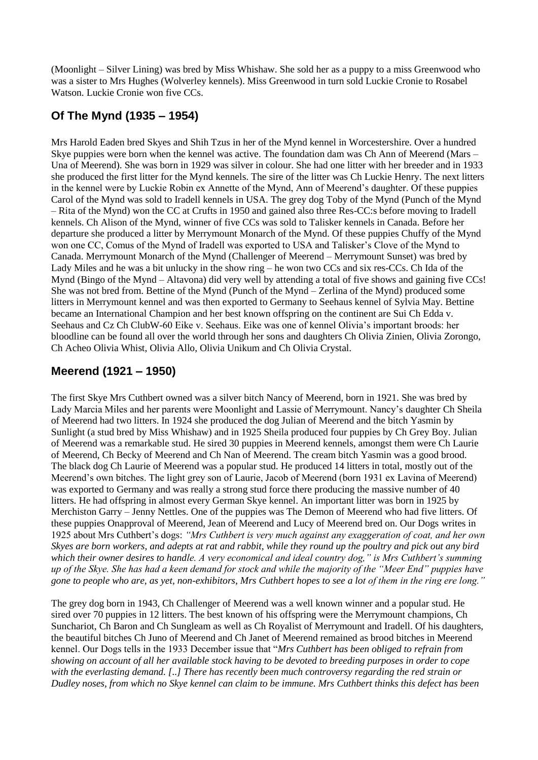(Moonlight – Silver Lining) was bred by Miss Whishaw. She sold her as a puppy to a miss Greenwood who was a sister to Mrs Hughes (Wolverley kennels). Miss Greenwood in turn sold Luckie Cronie to Rosabel Watson. Luckie Cronie won five CCs.

## Of The Mynd (1935 – 1954)

Mrs Harold Eaden bred Skyes and Shih Tzus in her of the Mynd kennel in Worcestershire. Over a hundred Skye puppies were born when the kennel was active. The foundation dam was Ch Ann of Meerend (Mars – Una of Meerend). She was born in 1929 was silver in colour. She had one litter with her breeder and in 1933 she produced the first litter for the Mynd kennels. The sire of the litter was Ch Luckie Henry. The next litters in the kennel were by Luckie Robin ex Annette of the Mynd, Ann of Meerend's daughter. Of these puppies Carol of the Mynd was sold to Iradell kennels in USA. The grey dog Toby of the Mynd (Punch of the Mynd – Rita of the Mynd) won the CC at Crufts in 1950 and gained also three Res-CC:s before moving to Iradell kennels. Ch Alison of the Mynd, winner of five CCs was sold to Talisker kennels in Canada. Before her departure she produced a litter by Merrymount Monarch of the Mynd. Of these puppies Chuffy of the Mynd won one CC, Comus of the Mynd of Iradell was exported to USA and Talisker's Clove of the Mynd to Canada. Merrymount Monarch of the Mynd (Challenger of Meerend – Merrymount Sunset) was bred by Lady Miles and he was a bit unlucky in the show ring – he won two CCs and six res-CCs. Ch Ida of the Mynd (Bingo of the Mynd – Altavona) did very well by attending a total of five shows and gaining five CCs! She was not bred from. Bettine of the Mynd (Punch of the Mynd – Zerlina of the Mynd) produced some litters in Merrymount kennel and was then exported to Germany to Seehaus kennel of Sylvia May. Bettine became an International Champion and her best known offspring on the continent are Sui Ch Edda v. Seehaus and Cz Ch ClubW-60 Eike v. Seehaus. Eike was one of kennel Olivia's important broods: her bloodline can be found all over the world through her sons and daughters Ch Olivia Zinien, Olivia Zorongo, Ch Acheo Olivia Whist, Olivia Allo, Olivia Unikum and Ch Olivia Crystal.

## Meerend (1921 – 1950)

The first Skye Mrs Cuthbert owned was a silver bitch Nancy of Meerend, born in 1921. She was bred by Lady Marcia Miles and her parents were Moonlight and Lassie of Merrymount. Nancy's daughter Ch Sheila of Meerend had two litters. In 1924 she produced the dog Julian of Meerend and the bitch Yasmin by Sunlight (a stud bred by Miss Whishaw) and in 1925 Sheila produced four puppies by Ch Grey Boy. Julian of Meerend was a remarkable stud. He sired 30 puppies in Meerend kennels, amongst them were Ch Laurie of Meerend, Ch Becky of Meerend and Ch Nan of Meerend. The cream bitch Yasmin was a good brood. The black dog Ch Laurie of Meerend was a popular stud. He produced 14 litters in total, mostly out of the Meerend's own bitches. The light grey son of Laurie, Jacob of Meerend (born 1931 ex Lavina of Meerend) was exported to Germany and was really a strong stud force there producing the massive number of 40 litters. He had offspring in almost every German Skye kennel. An important litter was born in 1925 by Merchiston Garry – Jenny Nettles. One of the puppies was The Demon of Meerend who had five litters. Of these puppies Onapproval of Meerend, Jean of Meerend and Lucy of Meerend bred on. Our Dogs writes in 1925 about Mrs Cuthbert's dogs: *"Mrs Cuthbert is very much against any exaggeration of coat, and her own Skyes are born workers, and adepts at rat and rabbit, while they round up the poultry and pick out any bird which their owner desires to handle. A very economical and ideal country dog," is Mrs Cuthbert's summing up of the Skye. She has had a keen demand for stock and while the majority of the "Meer End" puppies have gone to people who are, as yet, non-exhibitors, Mrs Cuthbert hopes to see a lot of them in the ring ere long."*

The grey dog born in 1943, Ch Challenger of Meerend was a well known winner and a popular stud. He sired over 70 puppies in 12 litters. The best known of his offspring were the Merrymount champions, Ch Sunchariot, Ch Baron and Ch Sungleam as well as Ch Royalist of Merrymount and Iradell. Of his daughters, the beautiful bitches Ch Juno of Meerend and Ch Janet of Meerend remained as brood bitches in Meerend kennel. Our Dogs tells in the 1933 December issue that "*Mrs Cuthbert has been obliged to refrain from showing on account of all her available stock having to be devoted to breeding purposes in order to cope with the everlasting demand. [..] There has recently been much controversy regarding the red strain or Dudley noses, from which no Skye kennel can claim to be immune. Mrs Cuthbert thinks this defect has been*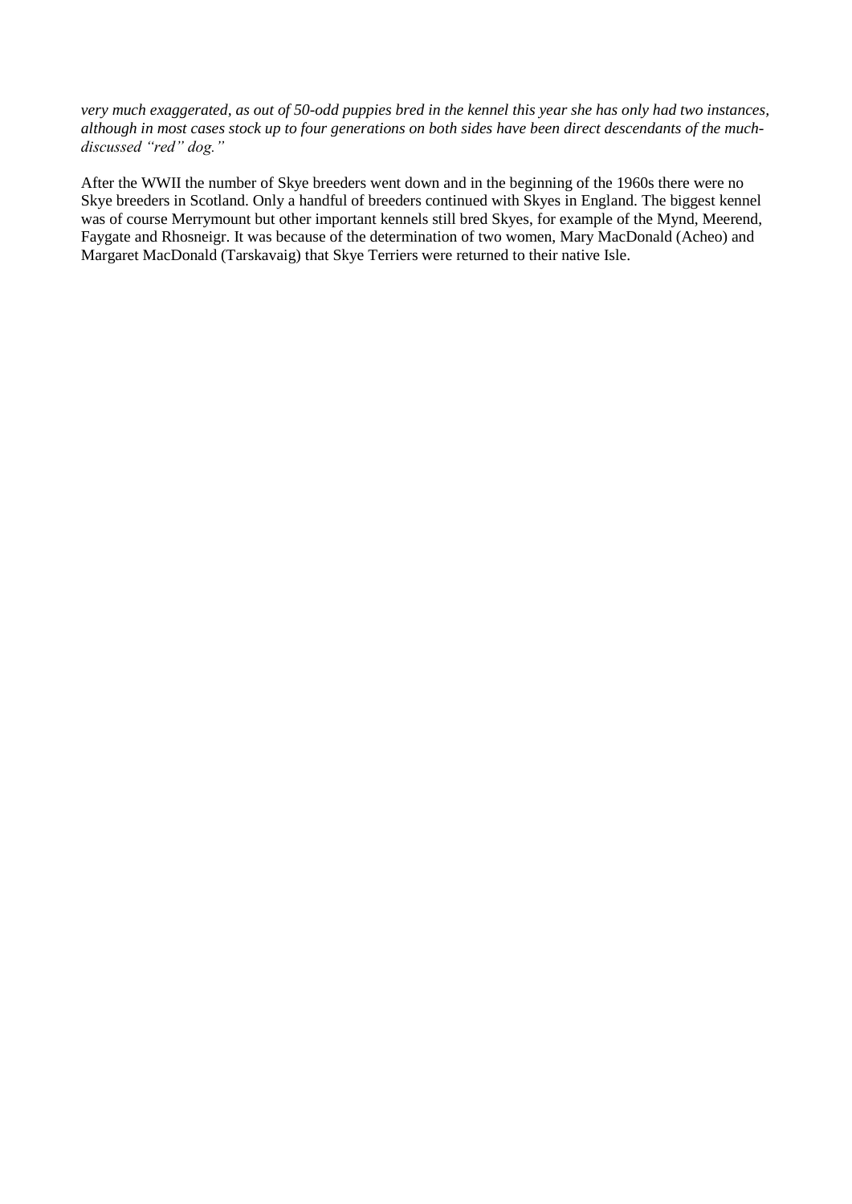*very much exaggerated, as out of 50-odd puppies bred in the kennel this year she has only had two instances, although in most cases stock up to four generations on both sides have been direct descendants of the much-discussed "red" dog."*

After the WWII the number of Skye breeders went down and in the beginning of the 1960s there were no Skye breeders in Scotland. Only a handful of breeders continued with Skyes in England. The biggest kennel was of course Merrymount but other important kennels still bred Skyes, for example of the Mynd, Meerend, Faygate and Rhosneigr. It was because of the determination of two women, Mary MacDonald (Acheo) and Margaret MacDonald (Tarskavaig) that Skye Terriers were returned to their native Isle.